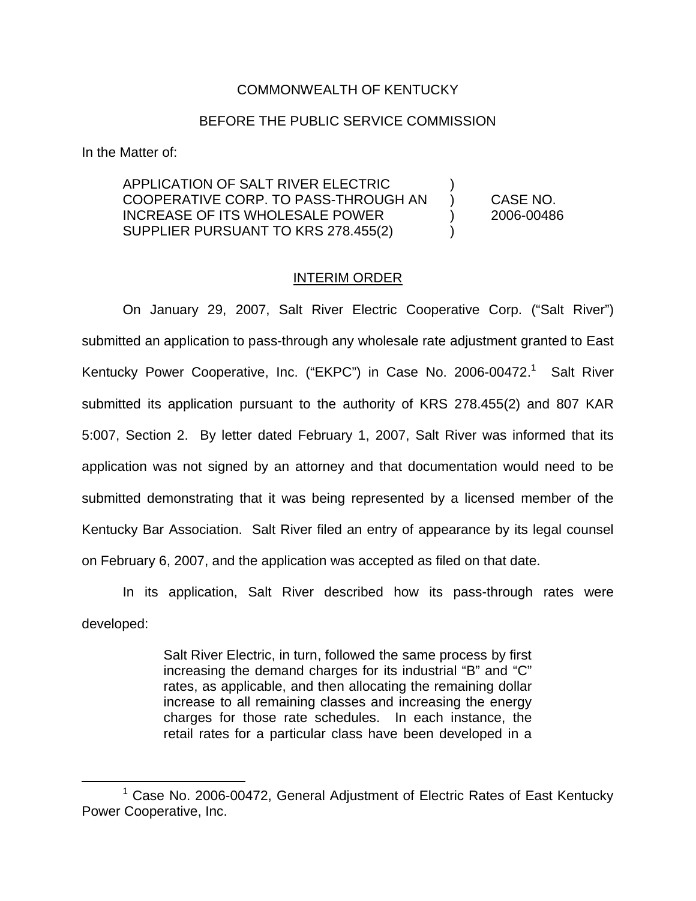COMMONWEALTH OF KENTUCKY

BEFORE THE PUBLIC SERVICE COMMISSION

In the Matter of:

| | | |
|---|---|---|
| APPLICATION OF SALT RIVER ELECTRIC COOPERATIVE CORP. TO PASS-THROUGH AN INCREASE OF ITS WHOLESALE POWER SUPPLIER PURSUANT TO KRS 278.455(2) | ) ) ) ) | CASE NO. 2006-00486 |

## INTERIM ORDER

On January 29, 2007, Salt River Electric Cooperative Corp. ("Salt River") submitted an application to pass-through any wholesale rate adjustment granted to East Kentucky Power Cooperative, Inc. ("EKPC") in Case No. 2006-00472.[1] Salt River submitted its application pursuant to the authority of KRS 278.455(2) and 807 KAR 5:007, Section 2. By letter dated February 1, 2007, Salt River was informed that its application was not signed by an attorney and that documentation would need to be submitted demonstrating that it was being represented by a licensed member of the Kentucky Bar Association. Salt River filed an entry of appearance by its legal counsel on February 6, 2007, and the application was accepted as filed on that date.

In its application, Salt River described how its pass-through rates were developed:

> Salt River Electric, in turn, followed the same process by first increasing the demand charges for its industrial "B" and "C" rates, as applicable, and then allocating the remaining dollar increase to all remaining classes and increasing the energy charges for those rate schedules. In each instance, the retail rates for a particular class have been developed in a

[1] Case No. 2006-00472, General Adjustment of Electric Rates of East Kentucky Power Cooperative, Inc.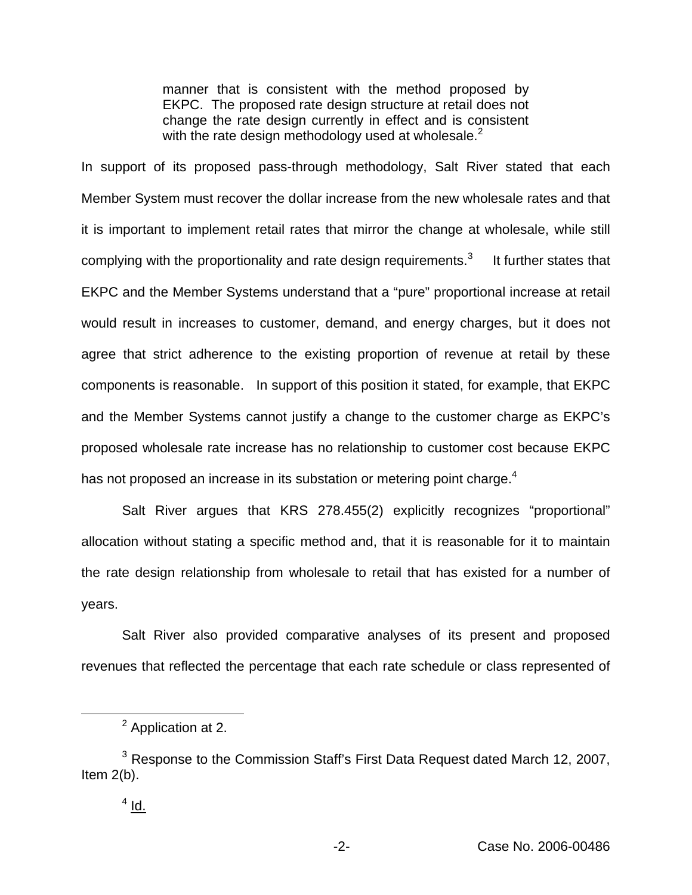> manner that is consistent with the method proposed by EKPC. The proposed rate design structure at retail does not change the rate design currently in effect and is consistent with the rate design methodology used at wholesale.[2]

In support of its proposed pass-through methodology, Salt River stated that each Member System must recover the dollar increase from the new wholesale rates and that it is important to implement retail rates that mirror the change at wholesale, while still complying with the proportionality and rate design requirements.[3] It further states that EKPC and the Member Systems understand that a "pure" proportional increase at retail would result in increases to customer, demand, and energy charges, but it does not agree that strict adherence to the existing proportion of revenue at retail by these components is reasonable. In support of this position it stated, for example, that EKPC and the Member Systems cannot justify a change to the customer charge as EKPC's proposed wholesale rate increase has no relationship to customer cost because EKPC has not proposed an increase in its substation or metering point charge.[4]

Salt River argues that KRS 278.455(2) explicitly recognizes "proportional" allocation without stating a specific method and, that it is reasonable for it to maintain the rate design relationship from wholesale to retail that has existed for a number of years.

Salt River also provided comparative analyses of its present and proposed revenues that reflected the percentage that each rate schedule or class represented of

---

[2] Application at 2.

[3] Response to the Commission Staff's First Data Request dated March 12, 2007, Item 2(b).

[4] Id.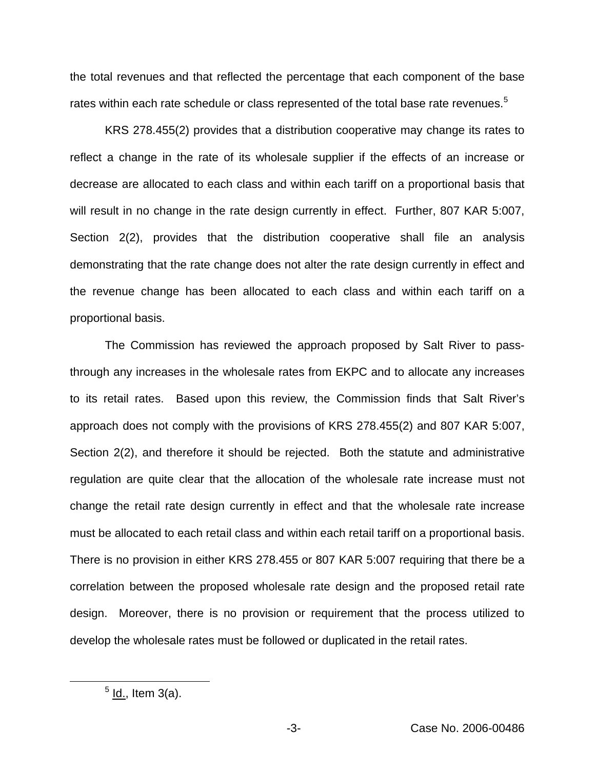the total revenues and that reflected the percentage that each component of the base rates within each rate schedule or class represented of the total base rate revenues.[5]

KRS 278.455(2) provides that a distribution cooperative may change its rates to reflect a change in the rate of its wholesale supplier if the effects of an increase or decrease are allocated to each class and within each tariff on a proportional basis that will result in no change in the rate design currently in effect. Further, 807 KAR 5:007, Section 2(2), provides that the distribution cooperative shall file an analysis demonstrating that the rate change does not alter the rate design currently in effect and the revenue change has been allocated to each class and within each tariff on a proportional basis.

The Commission has reviewed the approach proposed by Salt River to pass-through any increases in the wholesale rates from EKPC and to allocate any increases to its retail rates. Based upon this review, the Commission finds that Salt River's approach does not comply with the provisions of KRS 278.455(2) and 807 KAR 5:007, Section 2(2), and therefore it should be rejected. Both the statute and administrative regulation are quite clear that the allocation of the wholesale rate increase must not change the retail rate design currently in effect and that the wholesale rate increase must be allocated to each retail class and within each retail tariff on a proportional basis. There is no provision in either KRS 278.455 or 807 KAR 5:007 requiring that there be a correlation between the proposed wholesale rate design and the proposed retail rate design. Moreover, there is no provision or requirement that the process utilized to develop the wholesale rates must be followed or duplicated in the retail rates.

[5] Id., Item 3(a).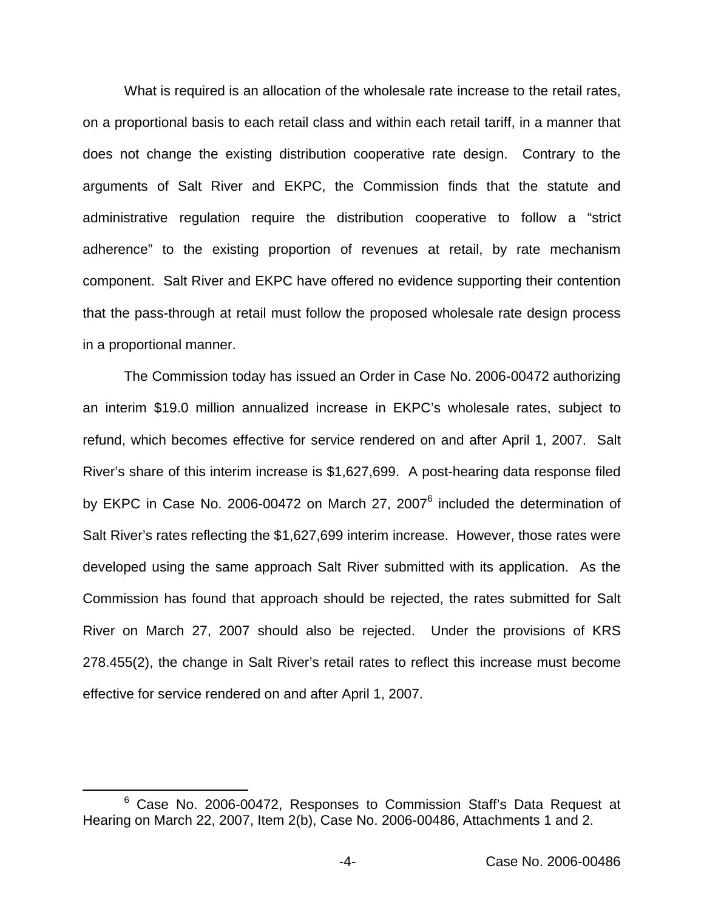What is required is an allocation of the wholesale rate increase to the retail rates, on a proportional basis to each retail class and within each retail tariff, in a manner that does not change the existing distribution cooperative rate design. Contrary to the arguments of Salt River and EKPC, the Commission finds that the statute and administrative regulation require the distribution cooperative to follow a "strict adherence" to the existing proportion of revenues at retail, by rate mechanism component. Salt River and EKPC have offered no evidence supporting their contention that the pass-through at retail must follow the proposed wholesale rate design process in a proportional manner.

The Commission today has issued an Order in Case No. 2006-00472 authorizing an interim $19.0 million annualized increase in EKPC's wholesale rates, subject to refund, which becomes effective for service rendered on and after April 1, 2007. Salt River's share of this interim increase is $1,627,699. A post-hearing data response filed by EKPC in Case No. 2006-00472 on March 27, 2007[6] included the determination of Salt River's rates reflecting the $1,627,699 interim increase. However, those rates were developed using the same approach Salt River submitted with its application. As the Commission has found that approach should be rejected, the rates submitted for Salt River on March 27, 2007 should also be rejected. Under the provisions of KRS 278.455(2), the change in Salt River's retail rates to reflect this increase must become effective for service rendered on and after April 1, 2007.

[6] Case No. 2006-00472, Responses to Commission Staff's Data Request at Hearing on March 22, 2007, Item 2(b), Case No. 2006-00486, Attachments 1 and 2.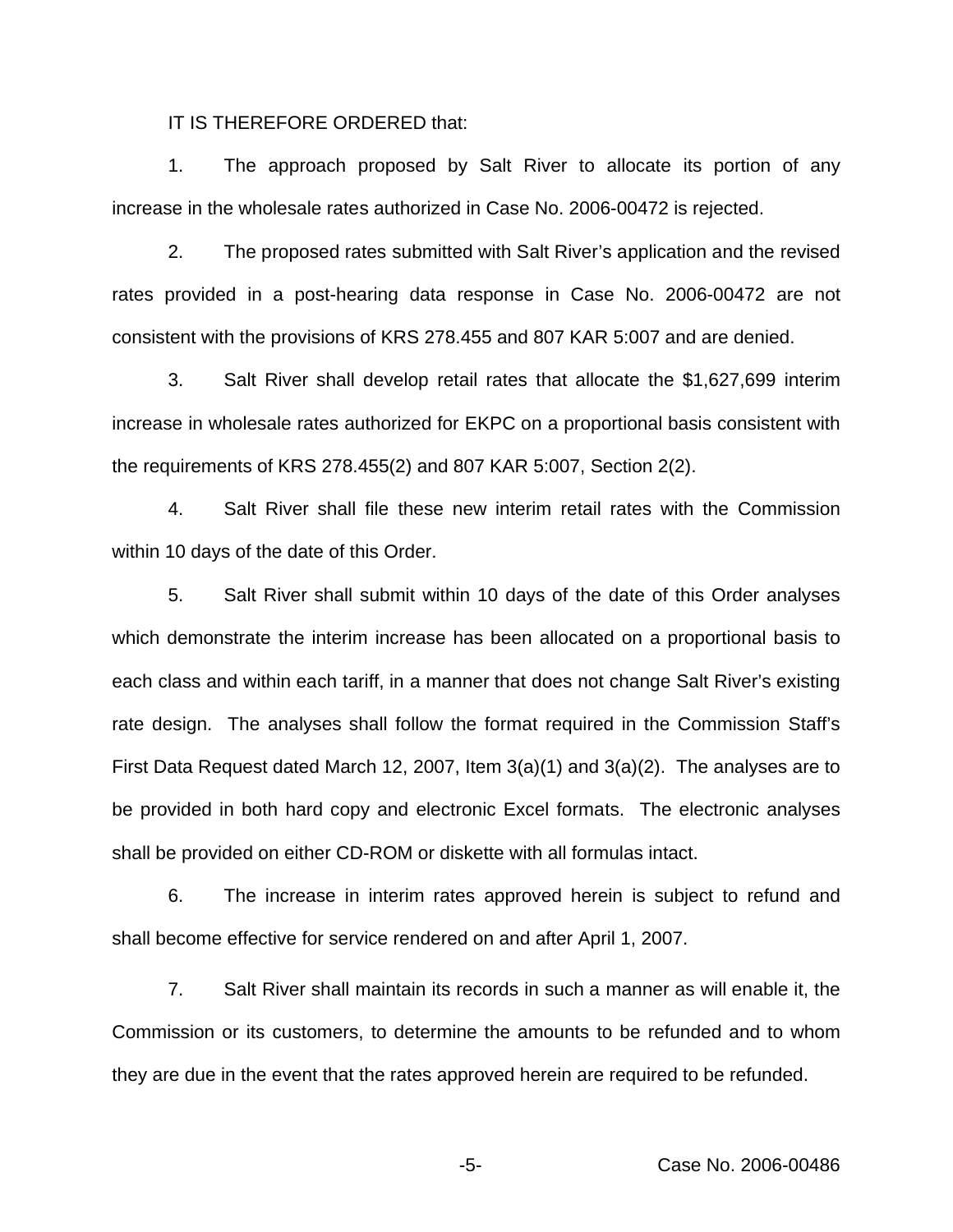IT IS THEREFORE ORDERED that:

1. The approach proposed by Salt River to allocate its portion of any increase in the wholesale rates authorized in Case No. 2006-00472 is rejected.

2. The proposed rates submitted with Salt River's application and the revised rates provided in a post-hearing data response in Case No. 2006-00472 are not consistent with the provisions of KRS 278.455 and 807 KAR 5:007 and are denied.

3. Salt River shall develop retail rates that allocate the $1,627,699 interim increase in wholesale rates authorized for EKPC on a proportional basis consistent with the requirements of KRS 278.455(2) and 807 KAR 5:007, Section 2(2).

4. Salt River shall file these new interim retail rates with the Commission within 10 days of the date of this Order.

5. Salt River shall submit within 10 days of the date of this Order analyses which demonstrate the interim increase has been allocated on a proportional basis to each class and within each tariff, in a manner that does not change Salt River's existing rate design. The analyses shall follow the format required in the Commission Staff's First Data Request dated March 12, 2007, Item 3(a)(1) and 3(a)(2). The analyses are to be provided in both hard copy and electronic Excel formats. The electronic analyses shall be provided on either CD-ROM or diskette with all formulas intact.

6. The increase in interim rates approved herein is subject to refund and shall become effective for service rendered on and after April 1, 2007.

7. Salt River shall maintain its records in such a manner as will enable it, the Commission or its customers, to determine the amounts to be refunded and to whom they are due in the event that the rates approved herein are required to be refunded.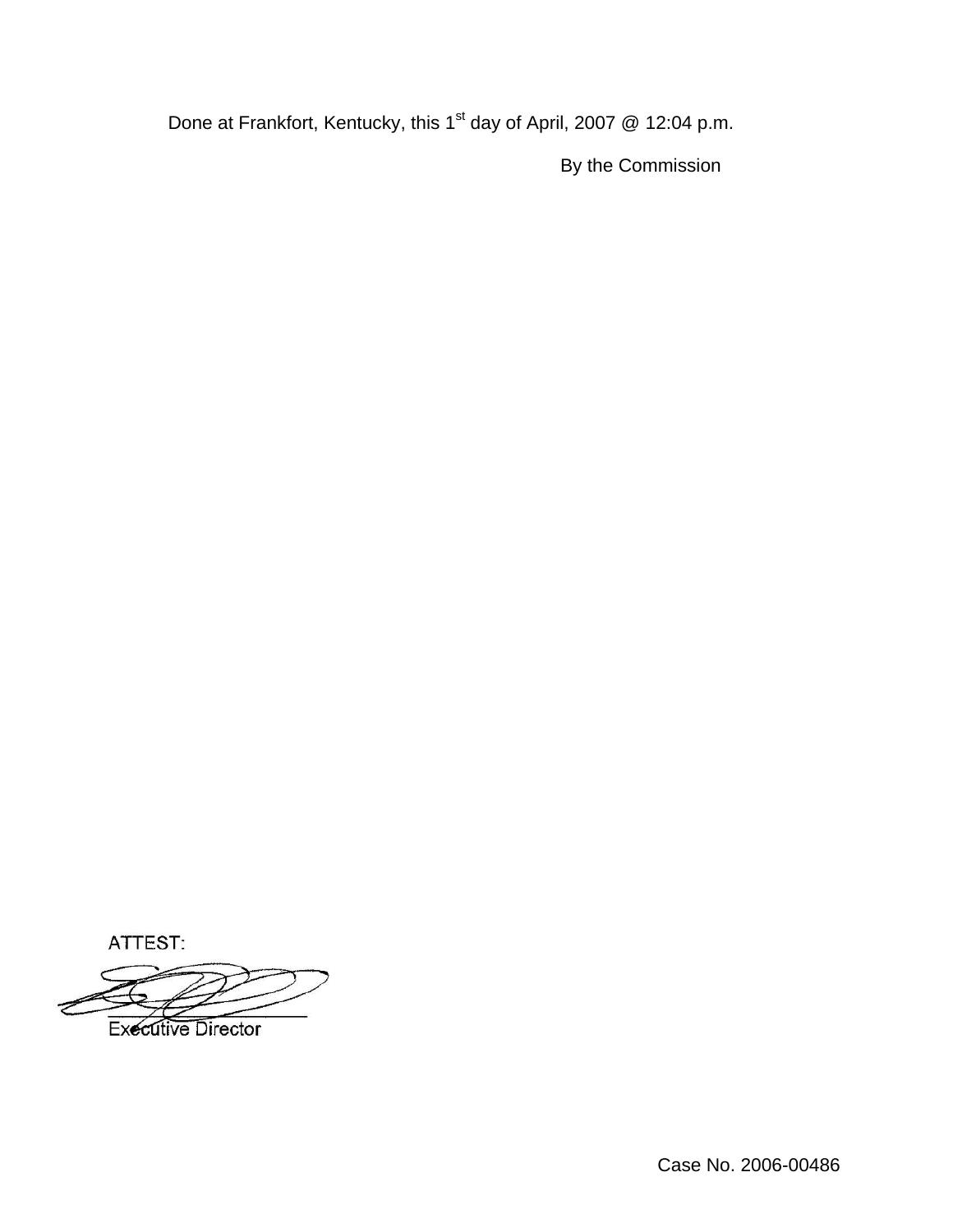Done at Frankfort, Kentucky, this 1st day of April, 2007 @ 12:04 p.m.

By the Commission

ATTEST:

Executive Director

Case No. 2006-00486